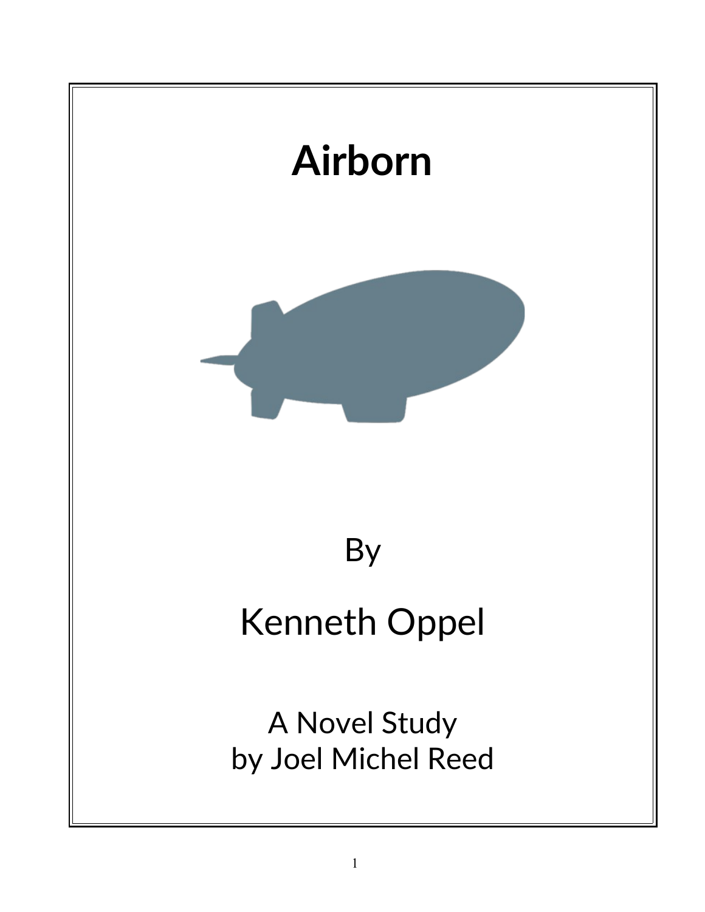# Airborn

By

Kenneth Oppel

A Novel Study
by Joel Michel Reed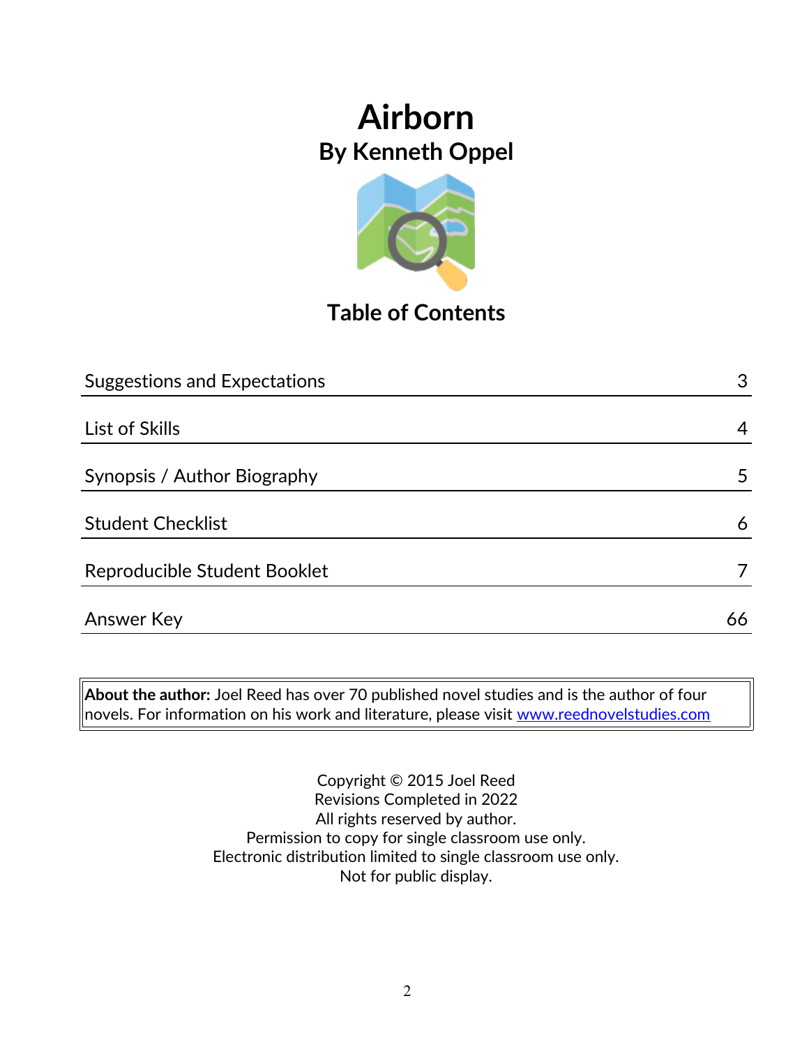# Airborn

## By Kenneth Oppel

## Table of Contents

| | |
|---|---|
| Suggestions and Expectations | 3 |
| List of Skills | 4 |
| Synopsis / Author Biography | 5 |
| Student Checklist | 6 |
| Reproducible Student Booklet | 7 |
| Answer Key | 66 |

**About the author:** Joel Reed has over 70 published novel studies and is the author of four novels. For information on his work and literature, please visit [www.reednovelstudies.com](www.reednovelstudies.com)

Copyright © 2015 Joel Reed
Revisions Completed in 2022
All rights reserved by author.
Permission to copy for single classroom use only.
Electronic distribution limited to single classroom use only.
Not for public display.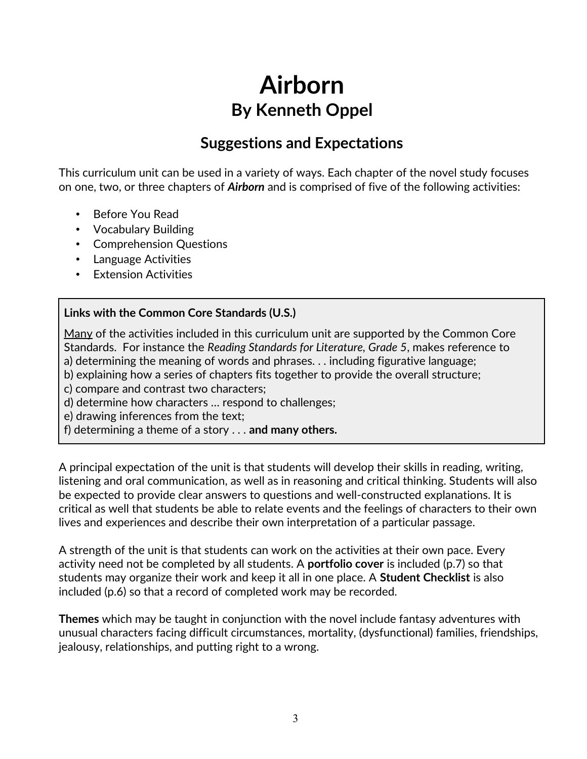# Airborn

## By Kenneth Oppel

### Suggestions and Expectations

This curriculum unit can be used in a variety of ways. Each chapter of the novel study focuses on one, two, or three chapters of ***Airborn*** and is comprised of five of the following activities:

- Before You Read
- Vocabulary Building
- Comprehension Questions
- Language Activities
- Extension Activities

**Links with the Common Core Standards (U.S.)**

<u>Many</u> of the activities included in this curriculum unit are supported by the Common Core Standards. For instance the *Reading Standards for Literature, Grade 5*, makes reference to
a) determining the meaning of words and phrases. . . including figurative language;
b) explaining how a series of chapters fits together to provide the overall structure;
c) compare and contrast two characters;
d) determine how characters … respond to challenges;
e) drawing inferences from the text;
f) determining a theme of a story . . . **and many others.**

A principal expectation of the unit is that students will develop their skills in reading, writing, listening and oral communication, as well as in reasoning and critical thinking. Students will also be expected to provide clear answers to questions and well-constructed explanations. It is critical as well that students be able to relate events and the feelings of characters to their own lives and experiences and describe their own interpretation of a particular passage.

A strength of the unit is that students can work on the activities at their own pace. Every activity need not be completed by all students. A **portfolio cover** is included (p.7) so that students may organize their work and keep it all in one place. A **Student Checklist** is also included (p.6) so that a record of completed work may be recorded.

**Themes** which may be taught in conjunction with the novel include fantasy adventures with unusual characters facing difficult circumstances, mortality, (dysfunctional) families, friendships, jealousy, relationships, and putting right to a wrong.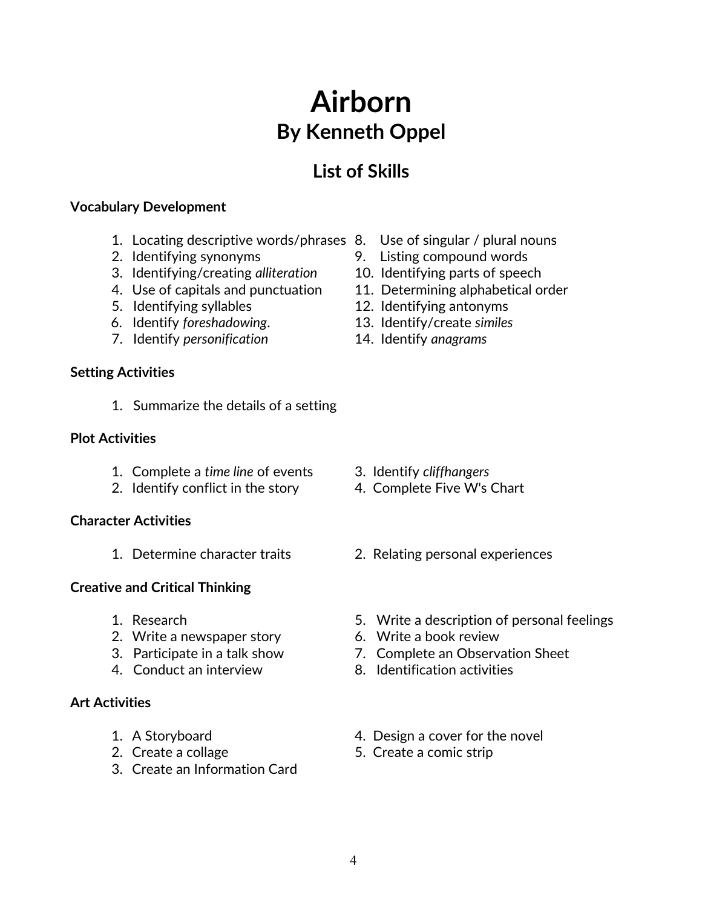# Airborn

## By Kenneth Oppel

## List of Skills

**Vocabulary Development**

1. Locating descriptive words/phrases
2. Identifying synonyms
3. Identifying/creating *alliteration*
4. Use of capitals and punctuation
5. Identifying syllables
6. Identify *foreshadowing*.
7. Identify *personification*
8. Use of singular / plural nouns
9. Listing compound words
10. Identifying parts of speech
11. Determining alphabetical order
12. Identifying antonyms
13. Identify/create *similes*
14. Identify *anagrams*

**Setting Activities**

1. Summarize the details of a setting

**Plot Activities**

1. Complete a *time line* of events
2. Identify conflict in the story
3. Identify *cliffhangers*
4. Complete Five W's Chart

**Character Activities**

1. Determine character traits
2. Relating personal experiences

**Creative and Critical Thinking**

1. Research
2. Write a newspaper story
3. Participate in a talk show
4. Conduct an interview
5. Write a description of personal feelings
6. Write a book review
7. Complete an Observation Sheet
8. Identification activities

**Art Activities**

1. A Storyboard
2. Create a collage
3. Create an Information Card
4. Design a cover for the novel
5. Create a comic strip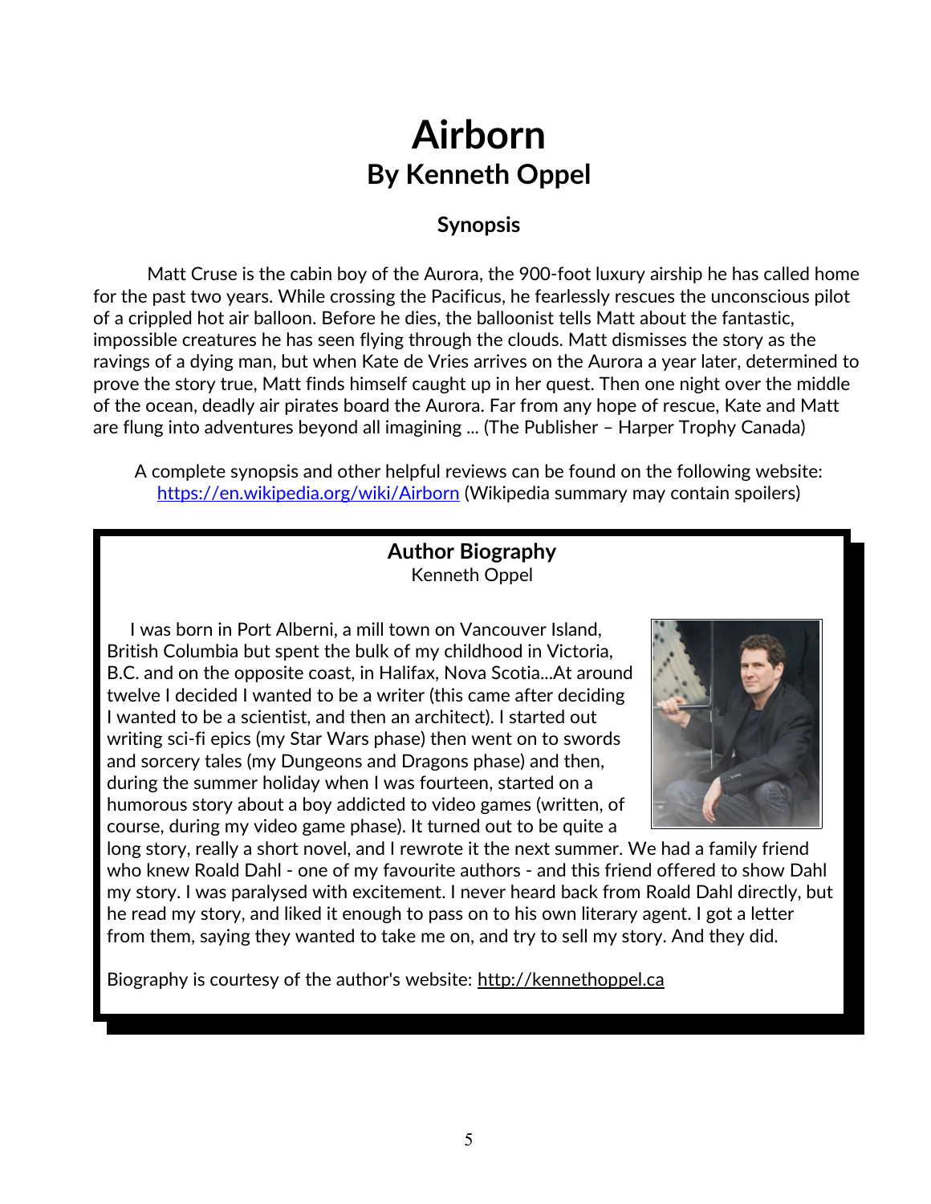# Airborn
## By Kenneth Oppel

### Synopsis

Matt Cruse is the cabin boy of the Aurora, the 900-foot luxury airship he has called home for the past two years. While crossing the Pacificus, he fearlessly rescues the unconscious pilot of a crippled hot air balloon. Before he dies, the balloonist tells Matt about the fantastic, impossible creatures he has seen flying through the clouds. Matt dismisses the story as the ravings of a dying man, but when Kate de Vries arrives on the Aurora a year later, determined to prove the story true, Matt finds himself caught up in her quest. Then one night over the middle of the ocean, deadly air pirates board the Aurora. Far from any hope of rescue, Kate and Matt are flung into adventures beyond all imagining ... (The Publisher – Harper Trophy Canada)

A complete synopsis and other helpful reviews can be found on the following website: https://en.wikipedia.org/wiki/Airborn (Wikipedia summary may contain spoilers)

### Author Biography
Kenneth Oppel

I was born in Port Alberni, a mill town on Vancouver Island, British Columbia but spent the bulk of my childhood in Victoria, B.C. and on the opposite coast, in Halifax, Nova Scotia...At around twelve I decided I wanted to be a writer (this came after deciding I wanted to be a scientist, and then an architect). I started out writing sci-fi epics (my Star Wars phase) then went on to swords and sorcery tales (my Dungeons and Dragons phase) and then, during the summer holiday when I was fourteen, started on a humorous story about a boy addicted to video games (written, of course, during my video game phase). It turned out to be quite a long story, really a short novel, and I rewrote it the next summer. We had a family friend who knew Roald Dahl - one of my favourite authors - and this friend offered to show Dahl my story. I was paralysed with excitement. I never heard back from Roald Dahl directly, but he read my story, and liked it enough to pass on to his own literary agent. I got a letter from them, saying they wanted to take me on, and try to sell my story. And they did.

Biography is courtesy of the author's website: http://kennethoppel.ca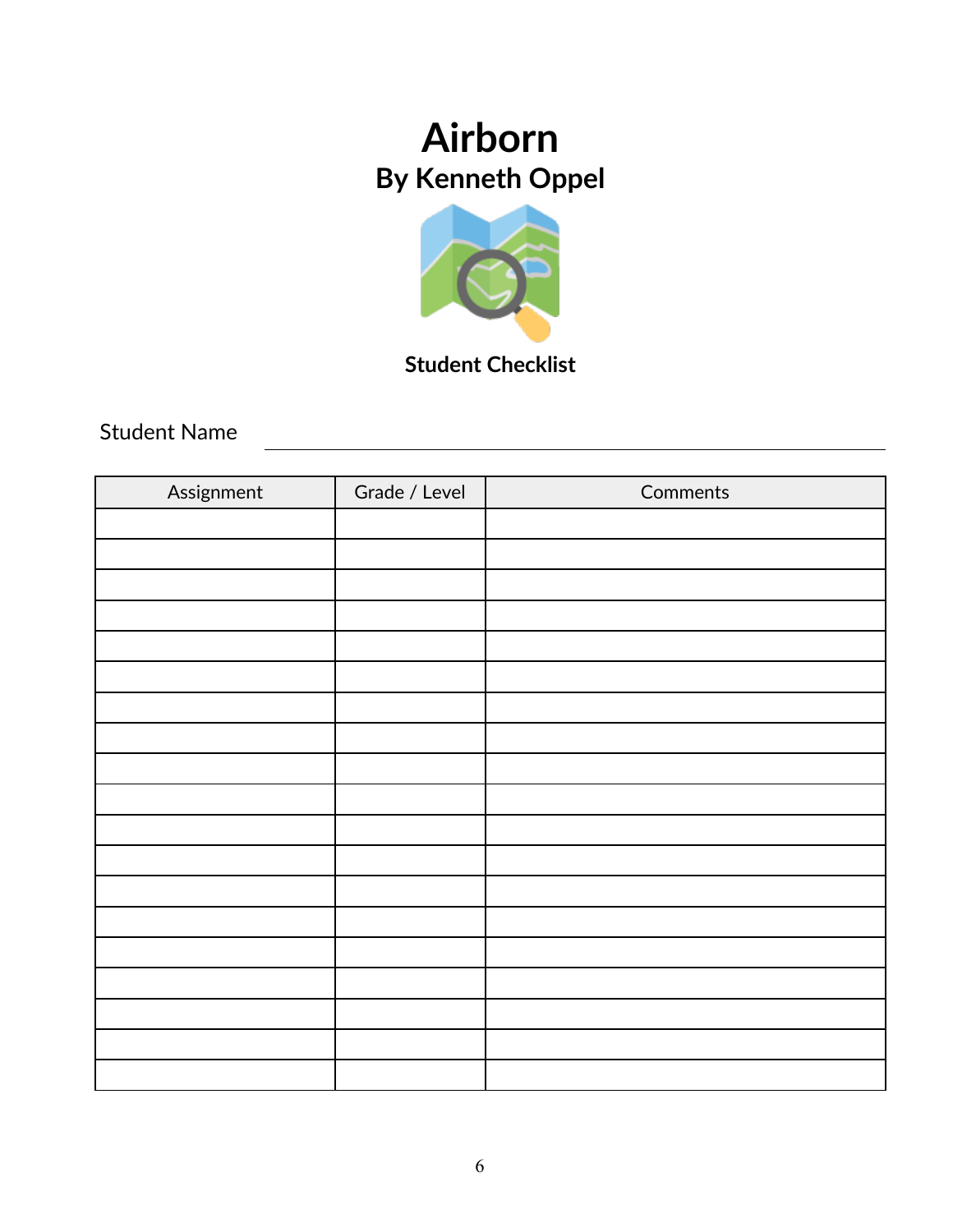# Airborn

## By Kenneth Oppel

**Student Checklist**

Student Name ______________________________

| Assignment | Grade / Level | Comments |
|---|---|---|
| | | |
| | | |
| | | |
| | | |
| | | |
| | | |
| | | |
| | | |
| | | |
| | | |
| | | |
| | | |
| | | |
| | | |
| | | |
| | | |
| | | |
| | | |
| | | |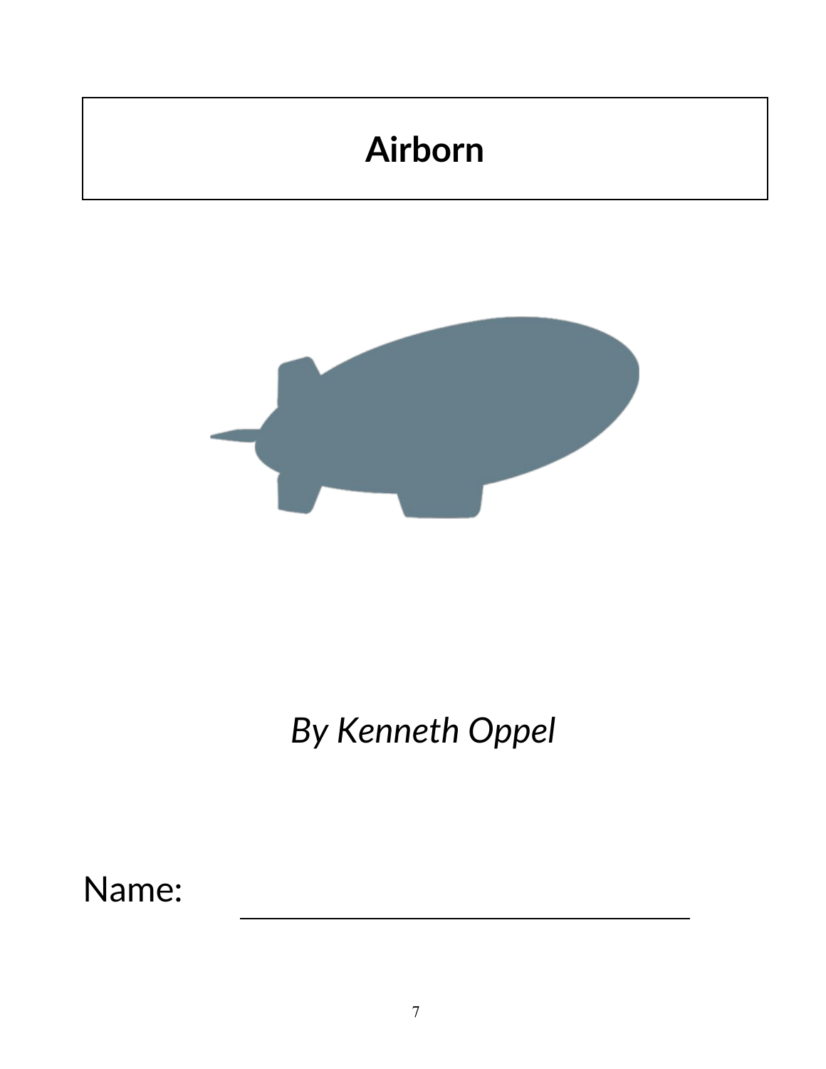# Airborn

*By Kenneth Oppel*

Name: ______________________________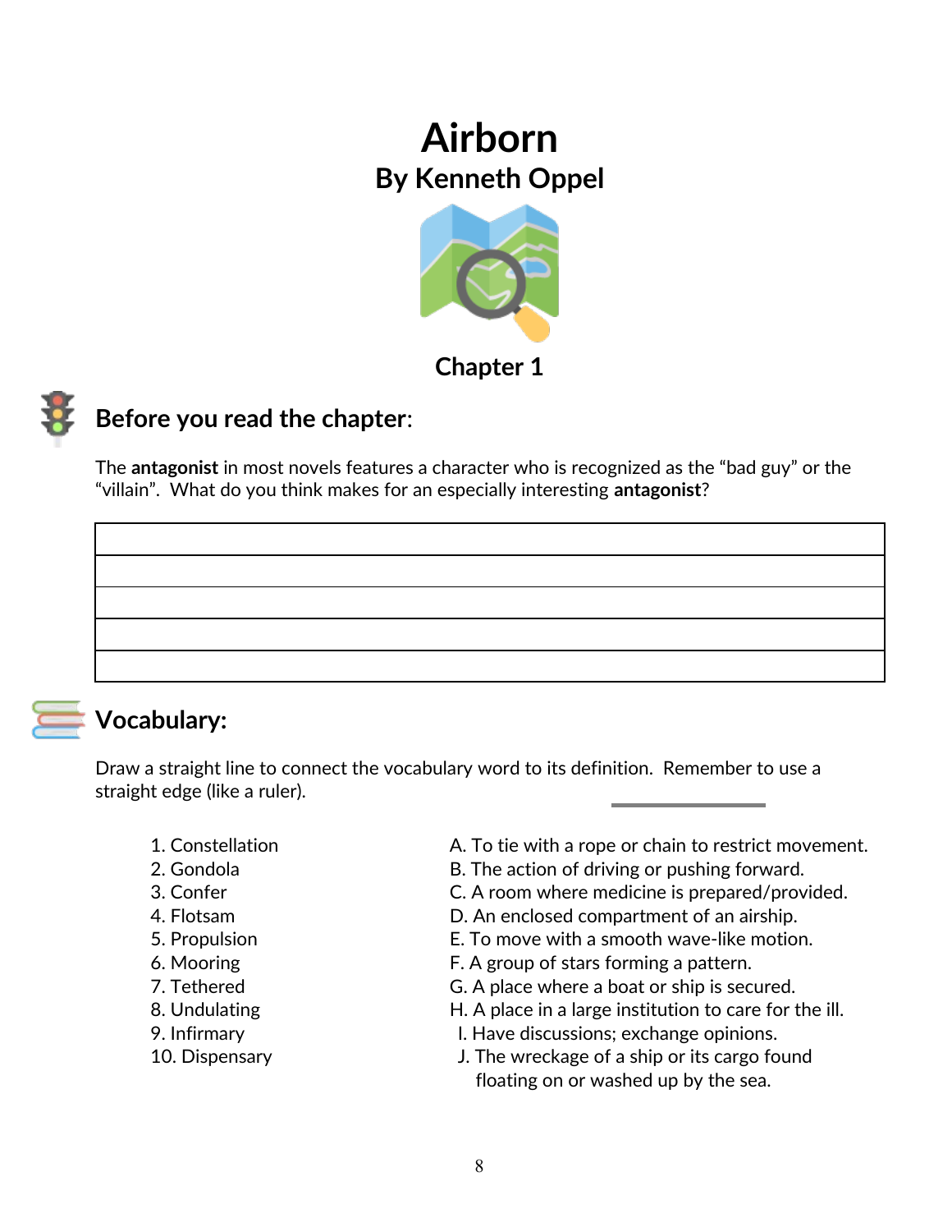# Airborn

## By Kenneth Oppel

### Chapter 1

## Before you read the chapter:

The **antagonist** in most novels features a character who is recognized as the “bad guy” or the “villain”. What do do you think makes for an especially interesting **antagonist**?

| |
|---|
| |
| |
| |
| |

## Vocabulary:

Draw a straight line to connect the vocabulary word to its definition. Remember to use a straight edge (like a ruler).

| | |
|---|---|
| 1. Constellation | A. To tie with a rope or chain to restrict movement. |
| 2. Gondola | B. The action of driving or pushing forward. |
| 3. Confer | C. A room where medicine is prepared/provided. |
| 4. Flotsam | D. An enclosed compartment of an airship. |
| 5. Propulsion | E. To move with a smooth wave-like motion. |
| 6. Mooring | F. A group of stars forming a pattern. |
| 7. Tethered | G. A place where a boat or ship is secured. |
| 8. Undulating | H. A place in a large institution to care for the ill. |
| 9. Infirmary | I. Have discussions; exchange opinions. |
| 10. Dispensary | J. The wreckage of a ship or its cargo found floating on or washed up by the sea. |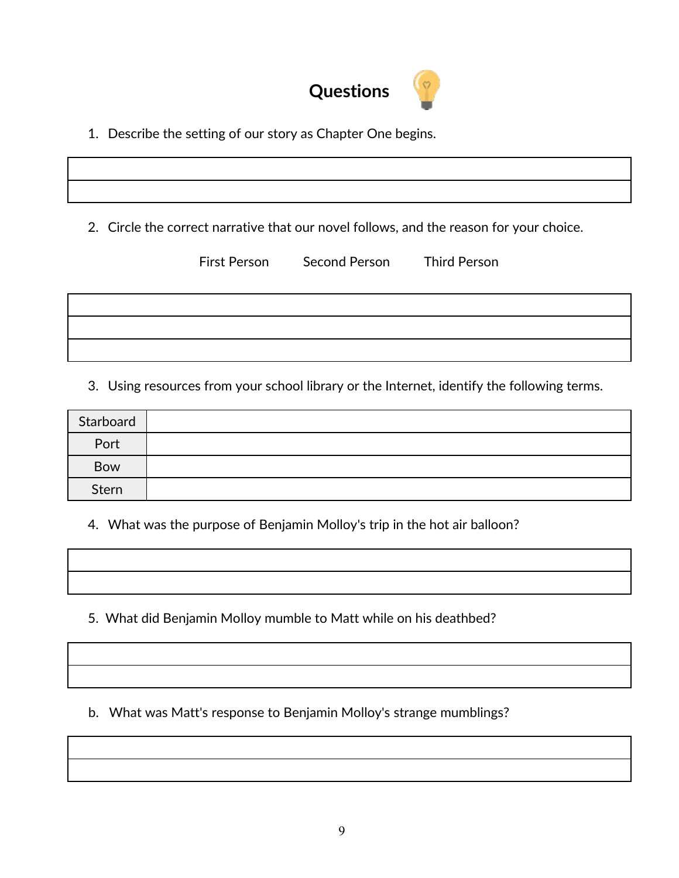# Questions

1. Describe the setting of our story as Chapter One begins.

|  |
|---|
|  |

2. Circle the correct narrative that our novel follows, and the reason for your choice.

First Person Second Person Third Person

|  |
|---|
|  |
|  |

3. Using resources from your school library or the Internet, identify the following terms.

| Starboard |  |
|---|---|
| Port |  |
| Bow |  |
| Stern |  |

4. What was the purpose of Benjamin Molloy's trip in the hot air balloon?

|  |
|---|
|  |

5. What did Benjamin Molloy mumble to Matt while on his deathbed?

|  |
|---|
|  |

b. What was Matt's response to Benjamin Molloy's strange mumblings?

|  |
|---|
|  |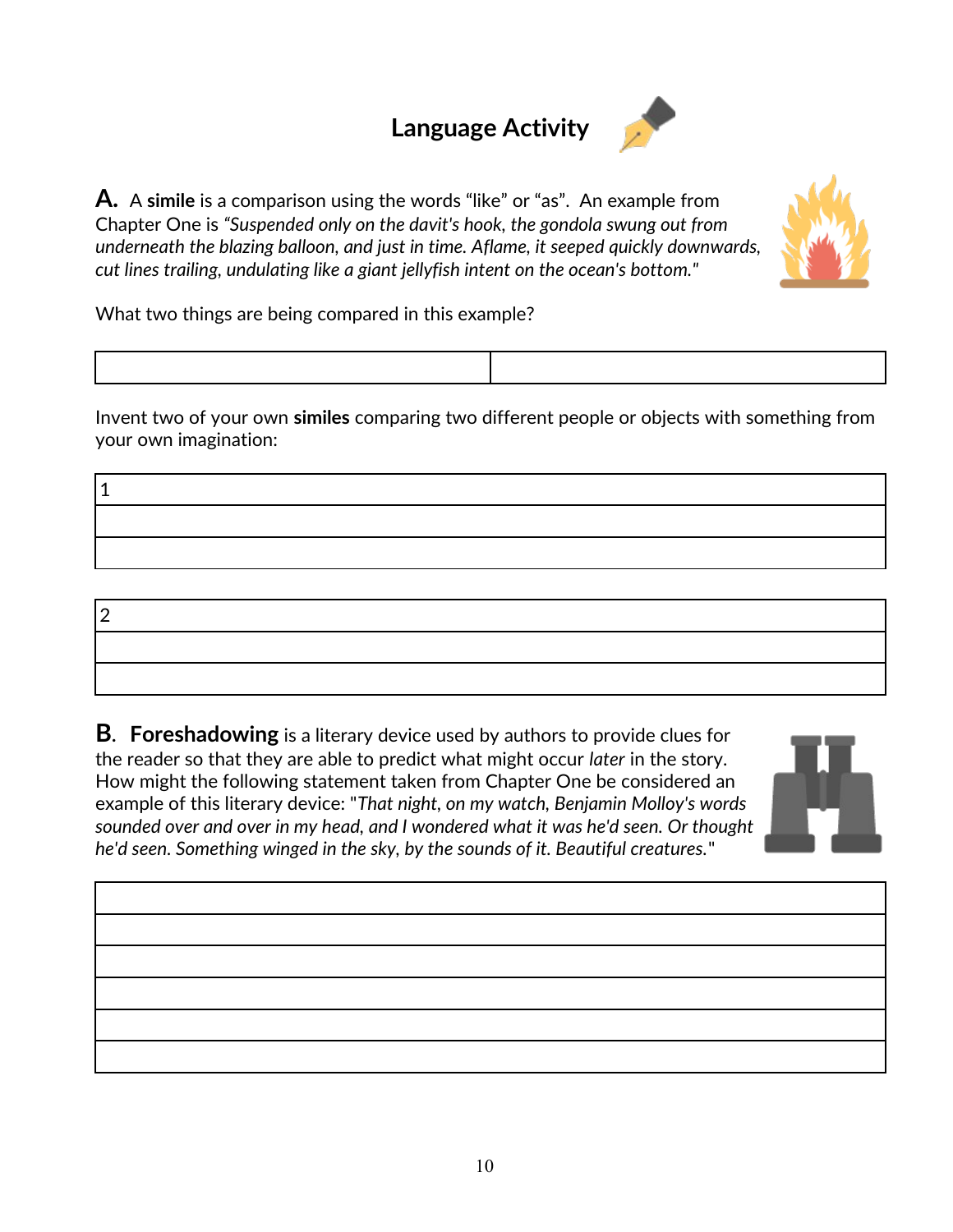# Language Activity

**A.** A **simile** is a comparison using the words "like" or "as". An example from Chapter One is *"Suspended only on the davit's hook, the gondola swung out from underneath the blazing balloon, and just in time. Aflame, it seeped quickly downwards, cut lines trailing, undulating like a giant jellyfish intent on the ocean's bottom."*

What two things are being compared in this example?

| | |
|---|---|
| | |

Invent two of your own **similes** comparing two different people or objects with something from your own imagination:

| 1 |
|---|
| |
| |

| 2 |
|---|
| |
| |

**B. Foreshadowing** is a literary device used by authors to provide clues for the reader so that they are able to predict what might occur *later* in the story. How might the following statement taken from Chapter One be considered an example of this literary device: "*That night, on my watch, Benjamin Molloy's words sounded over and over in my head, and I wondered what it was he'd seen. Or thought he'd seen. Something winged in the sky, by the sounds of it. Beautiful creatures.*"

| |
|---|
| |
| |
| |
| |
| |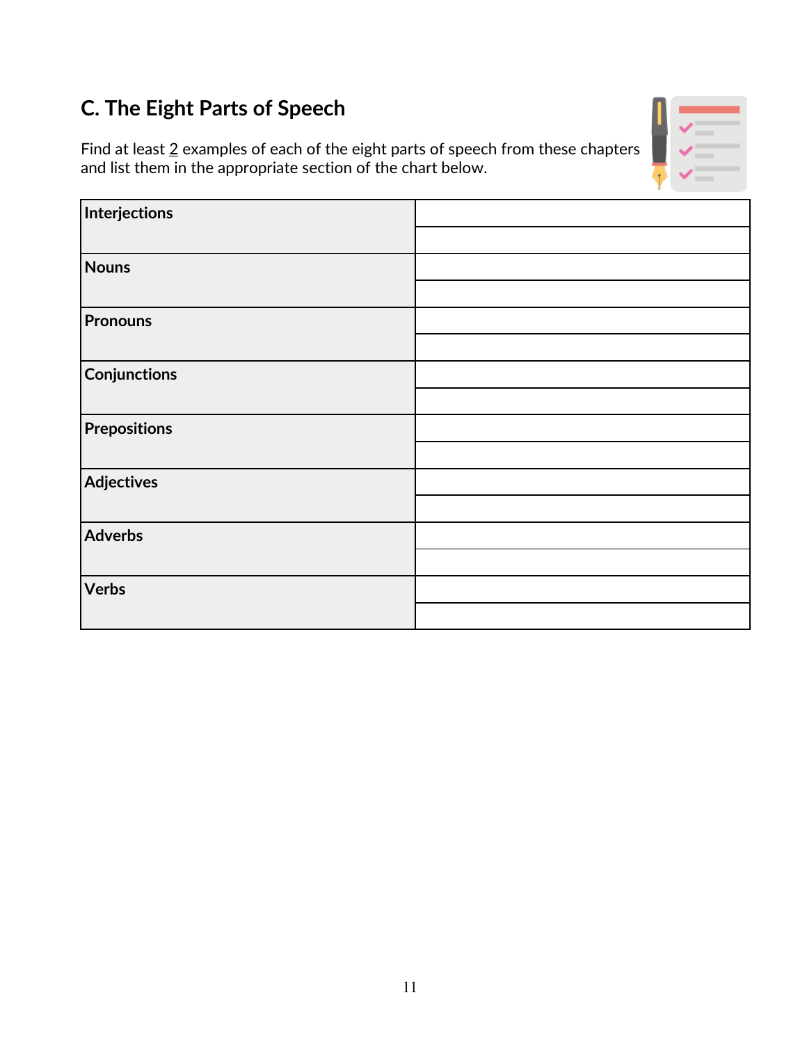## C. The Eight Parts of Speech

Find at least 2 examples of each of the eight parts of speech from these chapters and list them in the appropriate section of the chart below.

| | |
|---|---|
| **Interjections** | |
| | |
| **Nouns** | |
| | |
| **Pronouns** | |
| | |
| **Conjunctions** | |
| | |
| **Prepositions** | |
| | |
| **Adjectives** | |
| | |
| **Adverbs** | |
| | |
| **Verbs** | |
| | |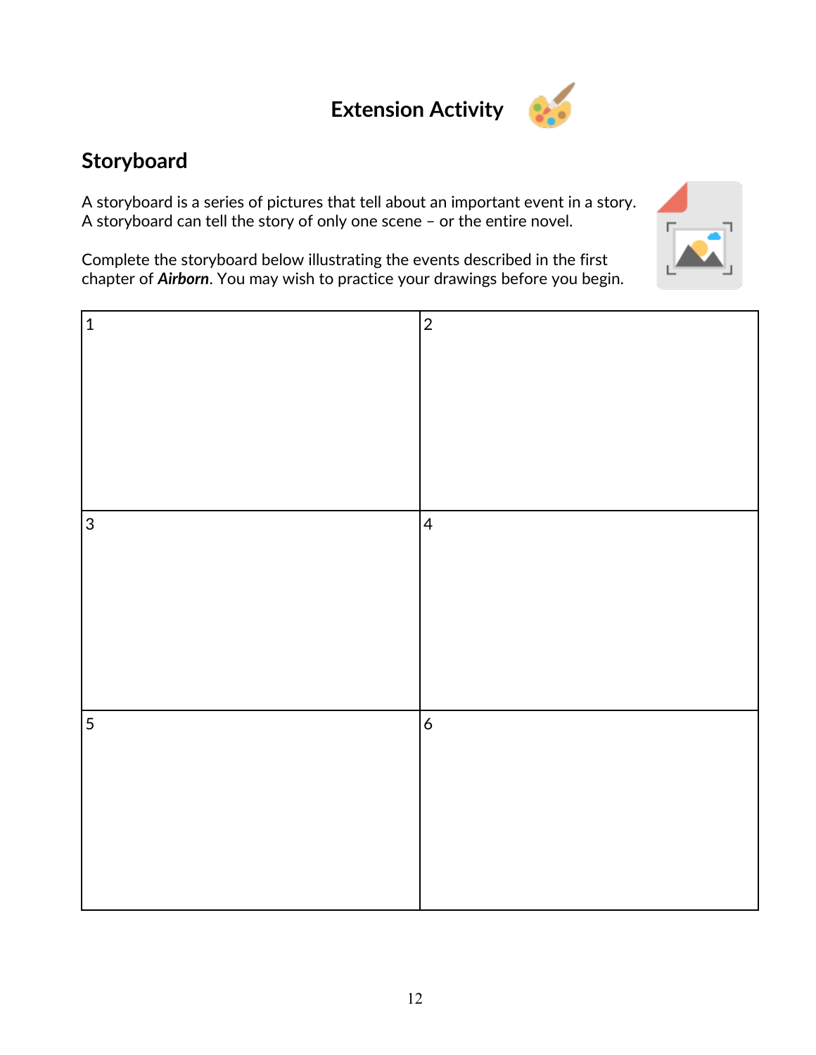# Extension Activity

## Storyboard

A storyboard is a series of pictures that tell about an important event in a story. A storyboard can tell the story of only one scene – or the entire novel.

Complete the storyboard below illustrating the events described in the first chapter of ***Airborn***. You may wish to practice your drawings before you begin.

| | |
|---|---|
| 1 | 2 |
| 3 | 4 |
| 5 | 6 |